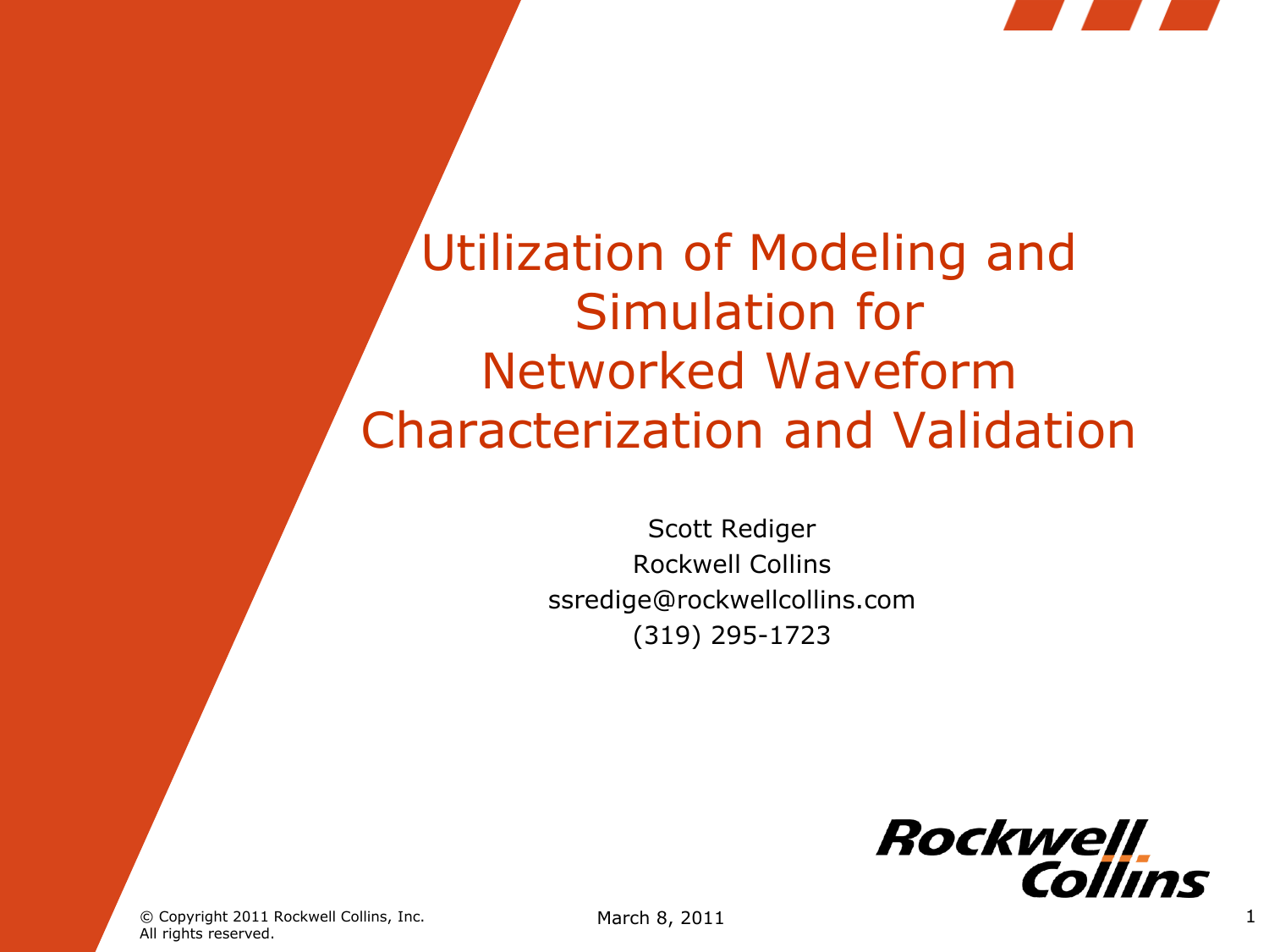# Utilization of Modeling and Simulation for Networked Waveform Characterization and Validation

Scott Rediger
Rockwell Collins
ssredige@rockwellcollins.com
(319) 295-1723

© Copyright 2011 Rockwell Collins, Inc.
All rights reserved.

March 8, 2011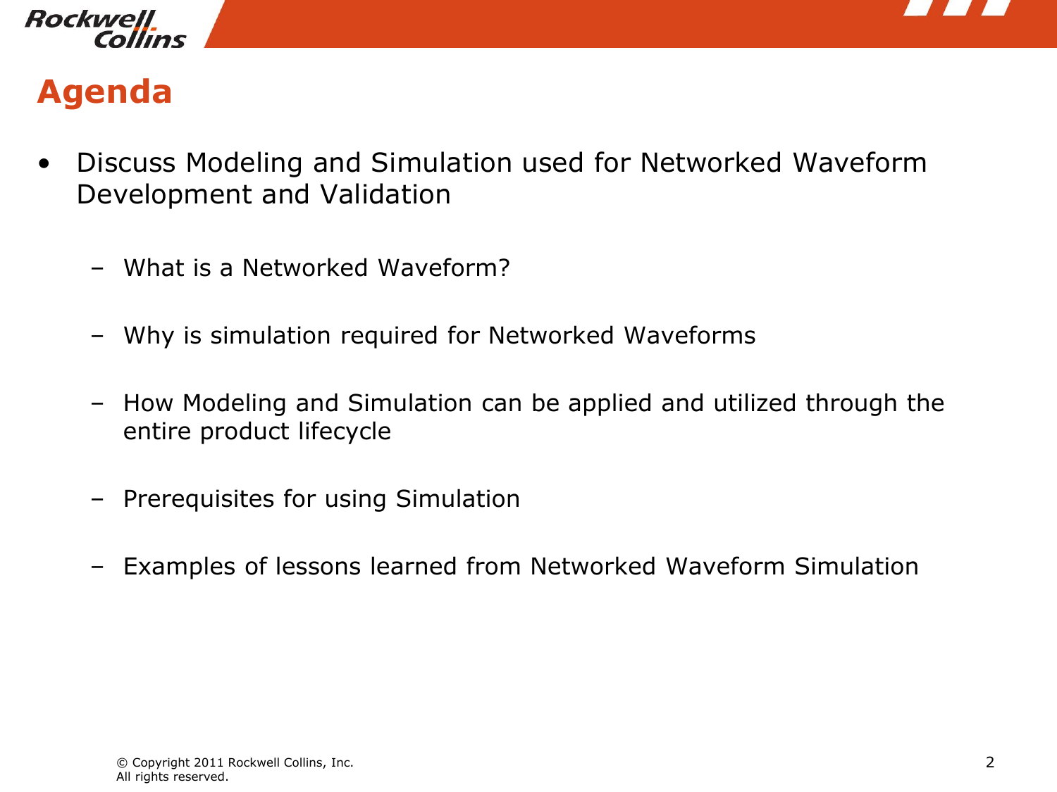# Agenda

- Discuss Modeling and Simulation used for Networked Waveform Development and Validation
  - What is a Networked Waveform?
  - Why is simulation required for Networked Waveforms
  - How Modeling and Simulation can be applied and utilized through the entire product lifecycle
  - Prerequisites for using Simulation
  - Examples of lessons learned from Networked Waveform Simulation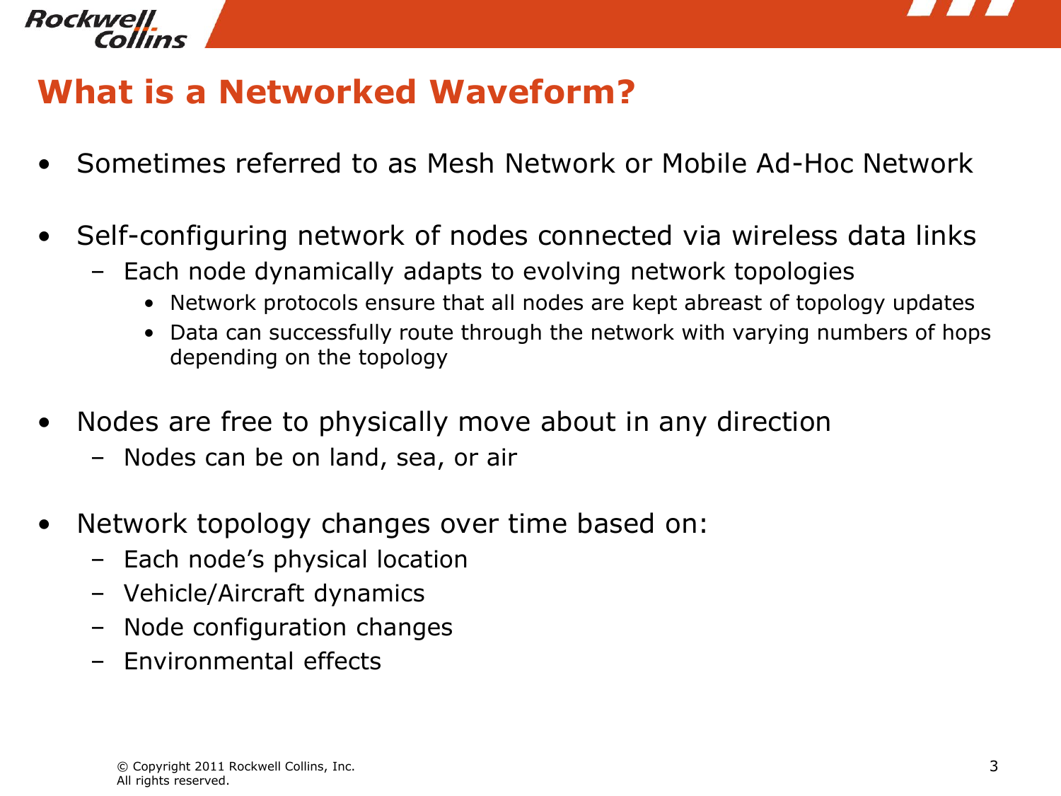# What is a Networked Waveform?

- Sometimes referred to as Mesh Network or Mobile Ad-Hoc Network

- Self-configuring network of nodes connected via wireless data links
  - Each node dynamically adapts to evolving network topologies
    - Network protocols ensure that all nodes are kept abreast of topology updates
    - Data can successfully route through the network with varying numbers of hops depending on the topology

- Nodes are free to physically move about in any direction
  - Nodes can be on land, sea, or air

- Network topology changes over time based on:
  - Each node's physical location
  - Vehicle/Aircraft dynamics
  - Node configuration changes
  - Environmental effects

© Copyright 2011 Rockwell Collins, Inc.
All rights reserved.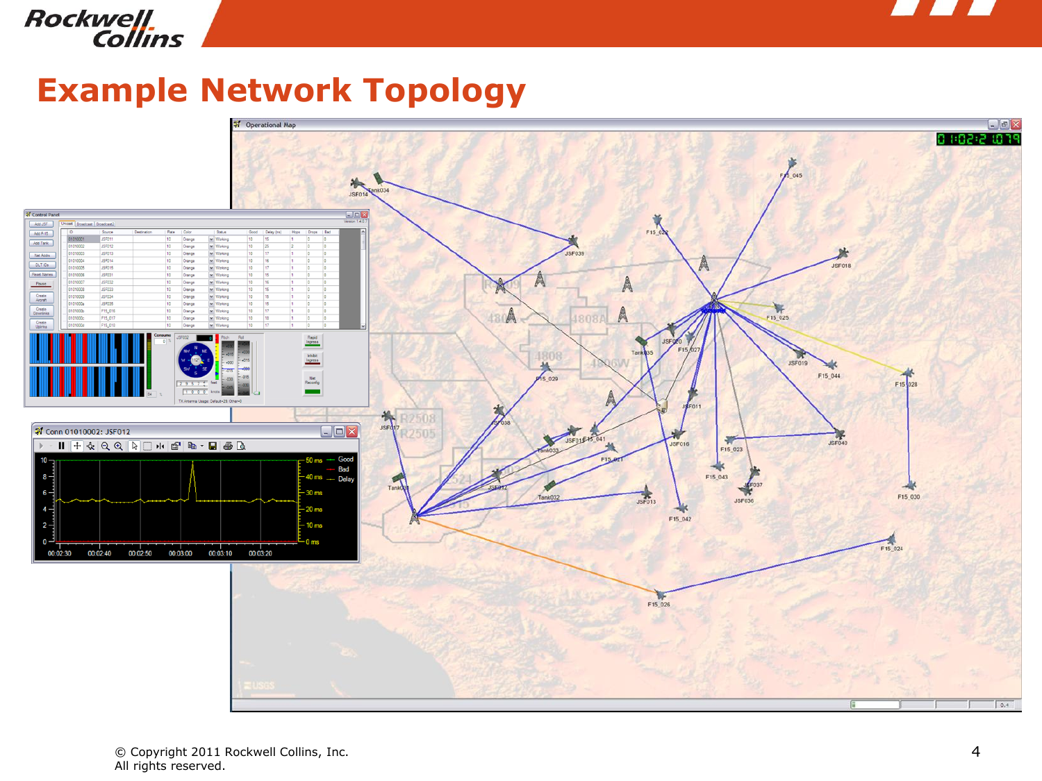# Example Network Topology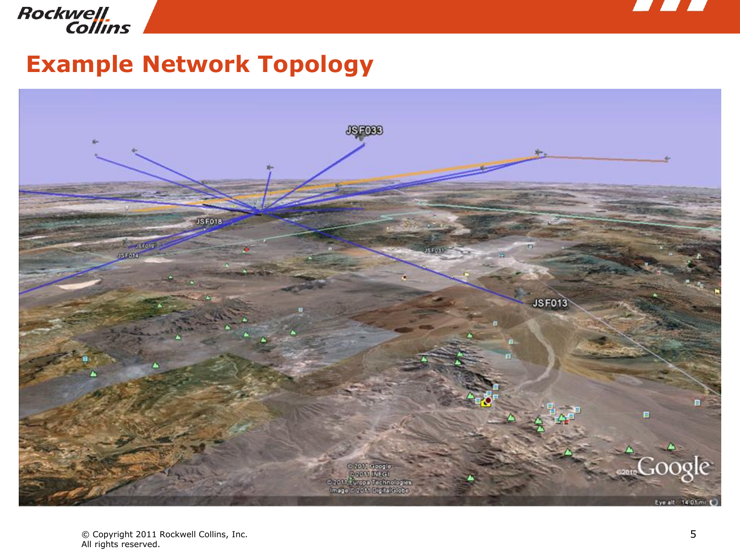# Example Network Topology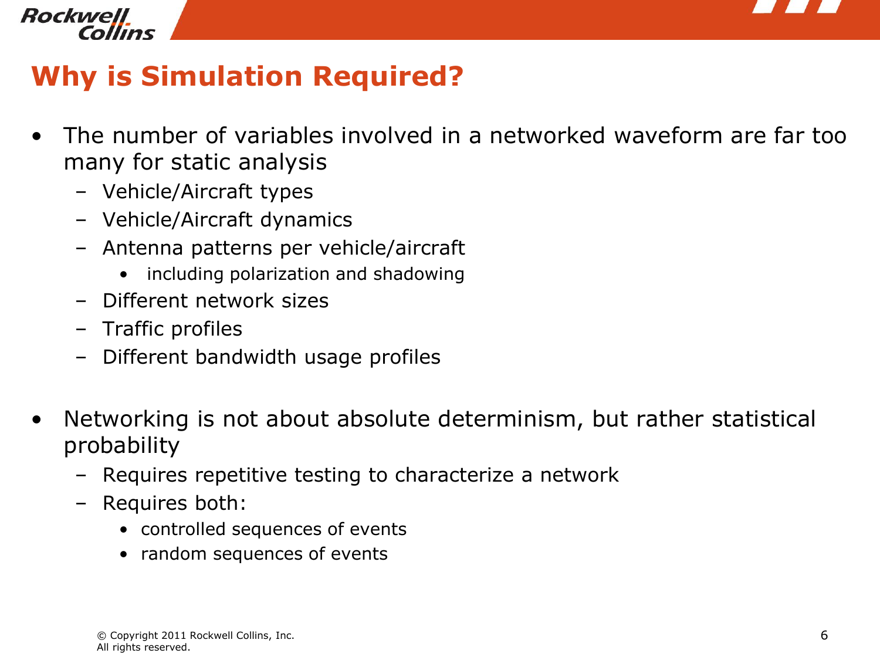# Why is Simulation Required?

- The number of variables involved in a networked waveform are far too many for static analysis
  - Vehicle/Aircraft types
  - Vehicle/Aircraft dynamics
  - Antenna patterns per vehicle/aircraft
    - including polarization and shadowing
  - Different network sizes
  - Traffic profiles
  - Different bandwidth usage profiles
- Networking is not about absolute determinism, but rather statistical probability
  - Requires repetitive testing to characterize a network
  - Requires both:
    - controlled sequences of events
    - random sequences of events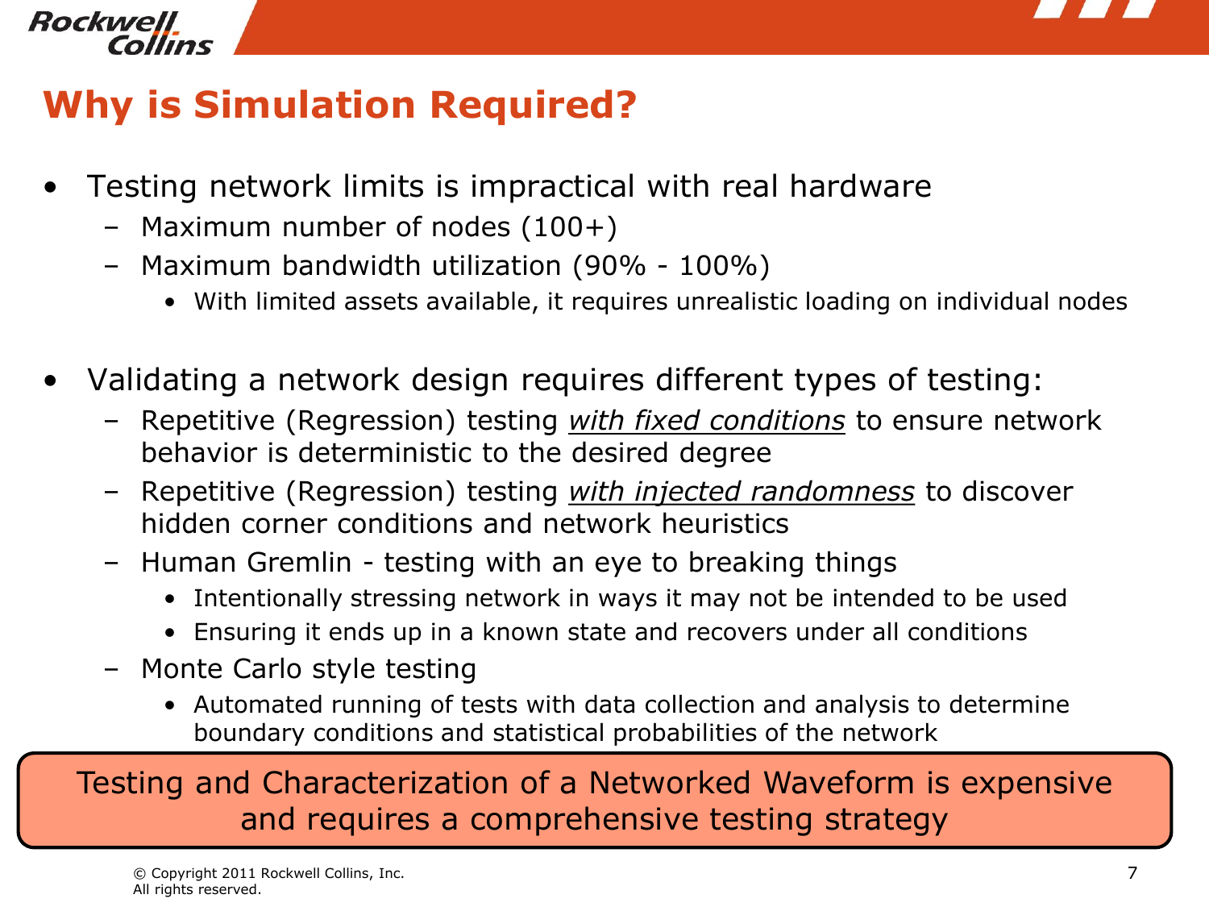# Why is Simulation Required?

- Testing network limits is impractical with real hardware
  - Maximum number of nodes (100+)
  - Maximum bandwidth utilization (90% - 100%)
    - With limited assets available, it requires unrealistic loading on individual nodes

- Validating a network design requires different types of testing:
  - Repetitive (Regression) testing *with fixed conditions* to ensure network behavior is deterministic to the desired degree
  - Repetitive (Regression) testing *with injected randomness* to discover hidden corner conditions and network heuristics
  - Human Gremlin - testing with an eye to breaking things
    - Intentionally stressing network in ways it may not be intended to be used
    - Ensuring it ends up in a known state and recovers under all conditions
  - Monte Carlo style testing
    - Automated running of tests with data collection and analysis to determine boundary conditions and statistical probabilities of the network

Testing and Characterization of a Networked Waveform is expensive and requires a comprehensive testing strategy

© Copyright 2011 Rockwell Collins, Inc.
All rights reserved.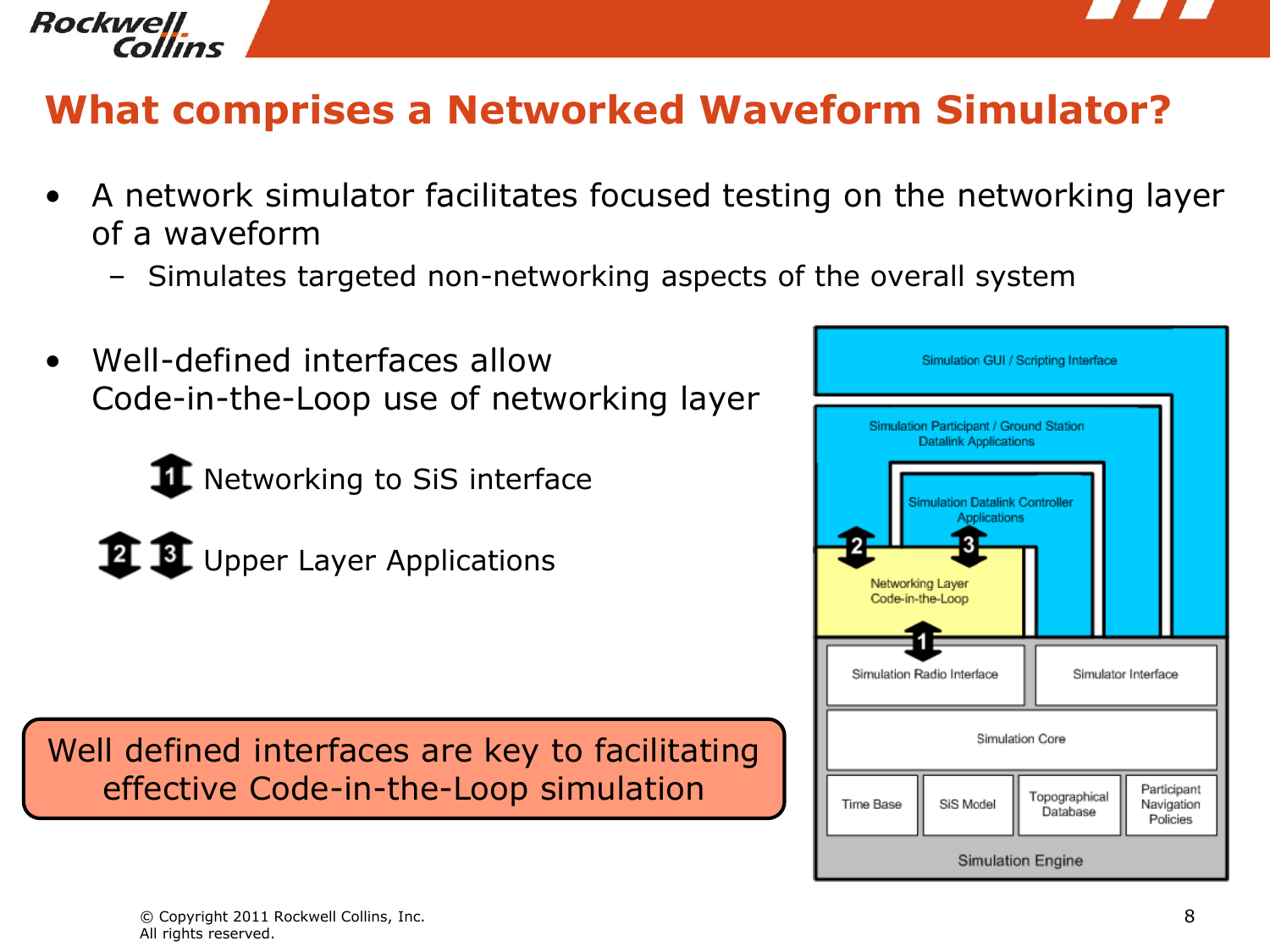# What comprises a Networked Waveform Simulator?

- A network simulator facilitates focused testing on the networking layer of a waveform
  - Simulates targeted non-networking aspects of the overall system

- Well-defined interfaces allow Code-in-the-Loop use of networking layer

  1 Networking to SiS interface

  2 3 Upper Layer Applications

Well defined interfaces are key to facilitating effective Code-in-the-Loop simulation

Simulation GUI / Scripting Interface

Simulation Participant / Ground Station Datalink Applications

Simulation Datalink Controller Applications

Networking Layer Code-in-the-Loop

Simulation Radio Interface

Simulator Interface

Simulation Core

Time Base

SiS Model

Topographical Database

Participant Navigation Policies

Simulation Engine

© Copyright 2011 Rockwell Collins, Inc.
All rights reserved.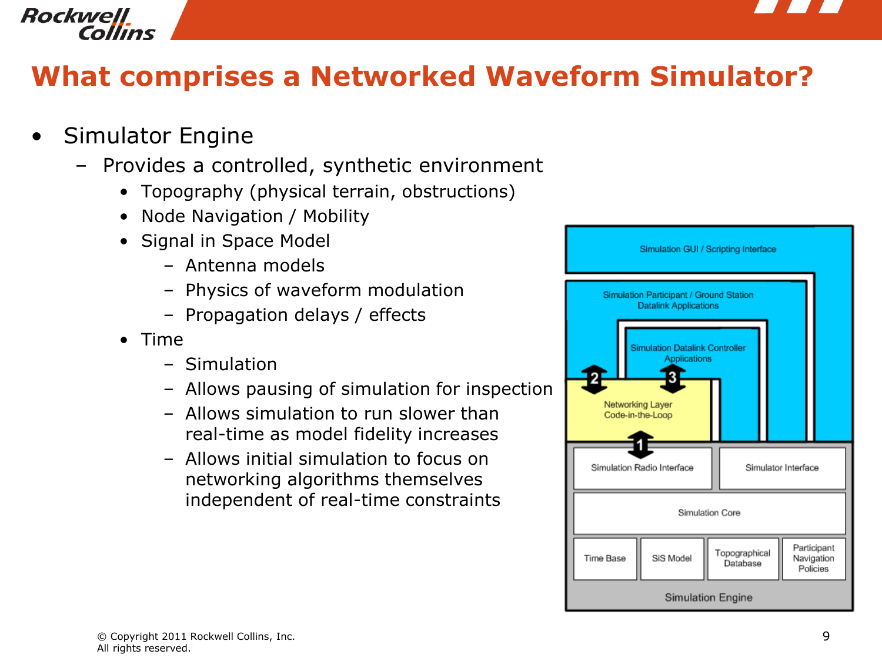# What comprises a Networked Waveform Simulator?

- Simulator Engine
  - Provides a controlled, synthetic environment
    - Topography (physical terrain, obstructions)
    - Node Navigation / Mobility
    - Signal in Space Model
      - Antenna models
      - Physics of waveform modulation
      - Propagation delays / effects
    - Time
      - Simulation
      - Allows pausing of simulation for inspection
      - Allows simulation to run slower than real-time as model fidelity increases
      - Allows initial simulation to focus on networking algorithms themselves independent of real-time constraints

Simulation GUI / Scripting Interface

Simulation Participant / Ground Station Datalink Applications

Simulation Datalink Controller Applications

Networking Layer Code-in-the-Loop

Simulation Radio Interface | Simulator Interface

Simulation Core

Time Base | SiS Model | Topographical Database | Participant Navigation Policies

Simulation Engine

© Copyright 2011 Rockwell Collins, Inc.
All rights reserved.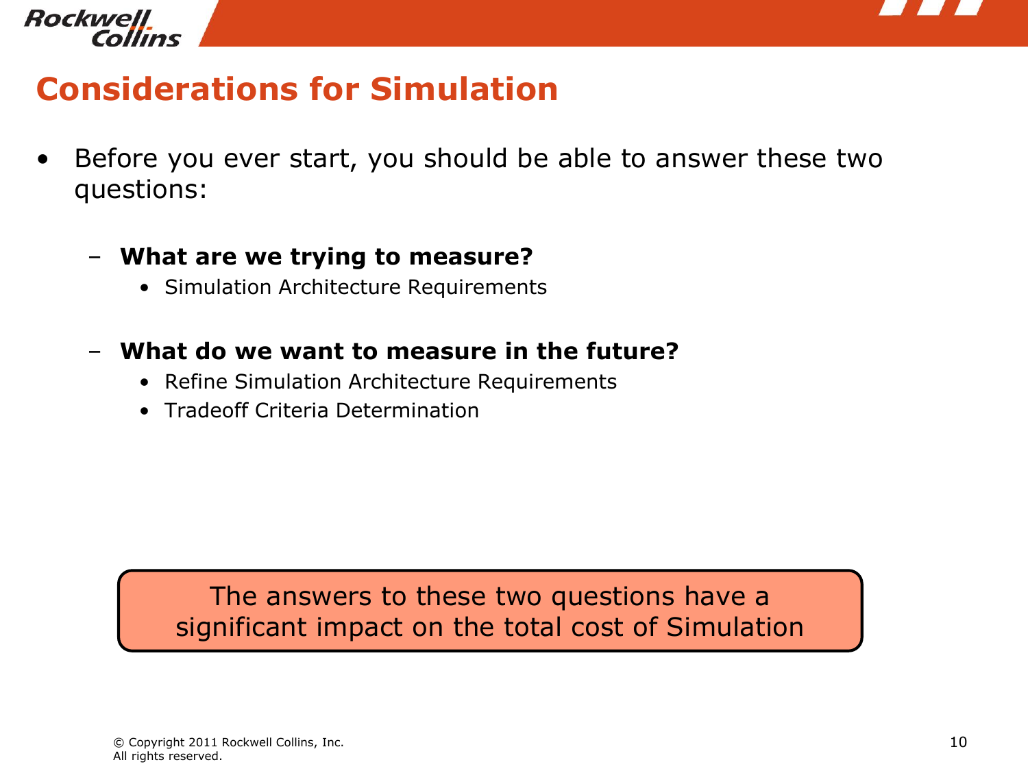## Considerations for Simulation

- Before you ever start, you should be able to answer these two questions:
  - **What are we trying to measure?**
    - Simulation Architecture Requirements
  - **What do we want to measure in the future?**
    - Refine Simulation Architecture Requirements
    - Tradeoff Criteria Determination

The answers to these two questions have a significant impact on the total cost of Simulation

© Copyright 2011 Rockwell Collins, Inc.
All rights reserved.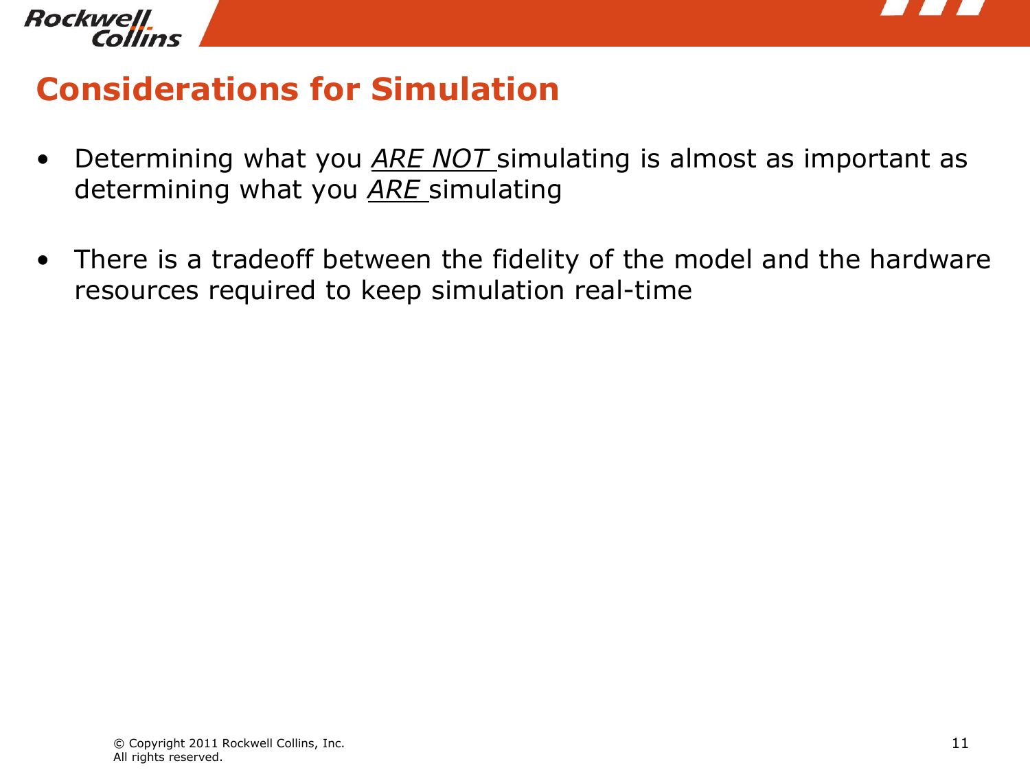# Considerations for Simulation

- Determining what you ***ARE NOT*** simulating is almost as important as determining what you ***ARE*** simulating

- There is a tradeoff between the fidelity of the model and the hardware resources required to keep simulation real-time

© Copyright 2011 Rockwell Collins, Inc.
All rights reserved.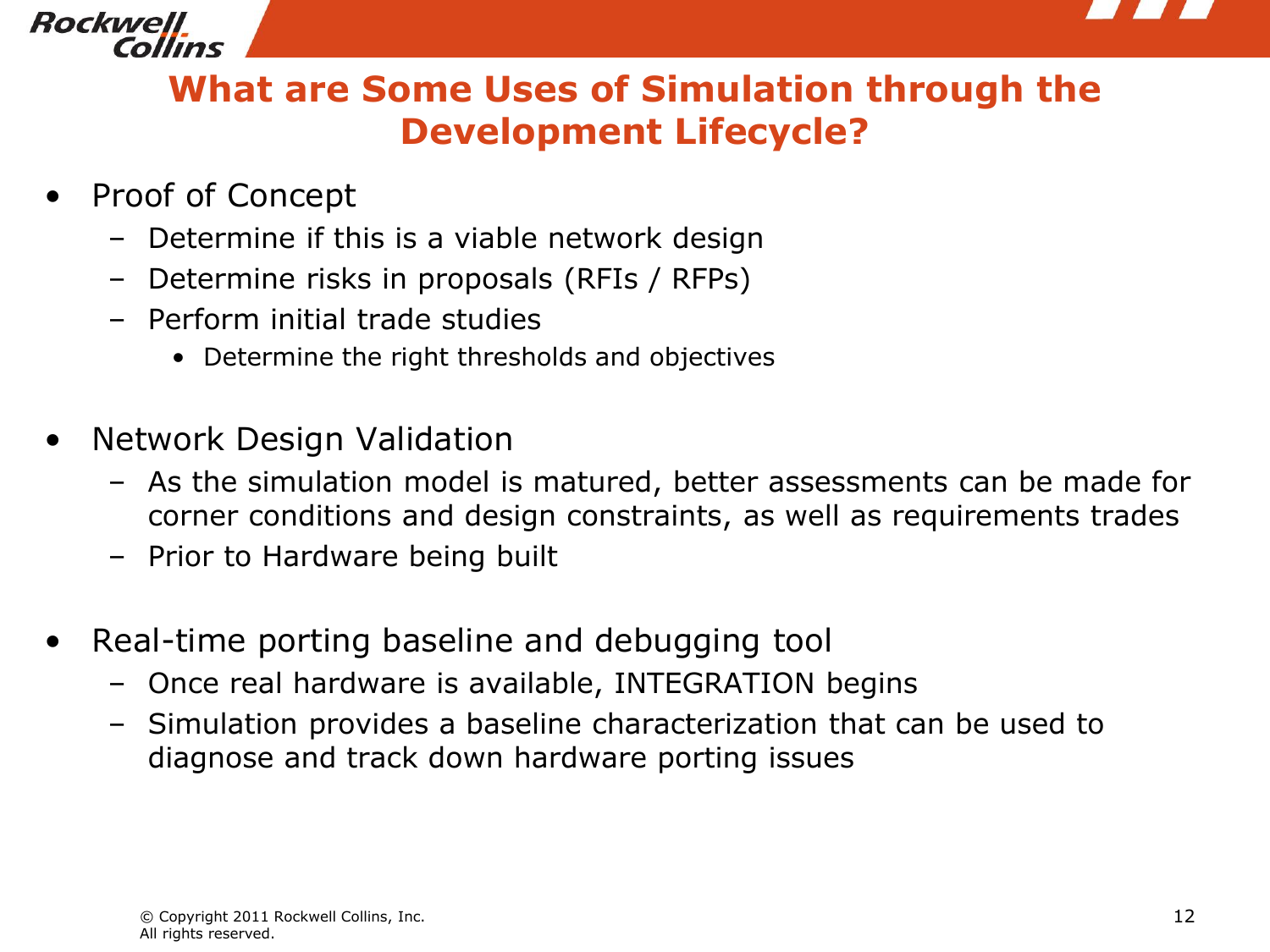# What are Some Uses of Simulation through the Development Lifecycle?

- Proof of Concept
  - Determine if this is a viable network design
  - Determine risks in proposals (RFIs / RFPs)
  - Perform initial trade studies
    - Determine the right thresholds and objectives

- Network Design Validation
  - As the simulation model is matured, better assessments can be made for corner conditions and design constraints, as well as requirements trades
  - Prior to Hardware being built

- Real-time porting baseline and debugging tool
  - Once real hardware is available, INTEGRATION begins
  - Simulation provides a baseline characterization that can be used to diagnose and track down hardware porting issues

© Copyright 2011 Rockwell Collins, Inc.
All rights reserved.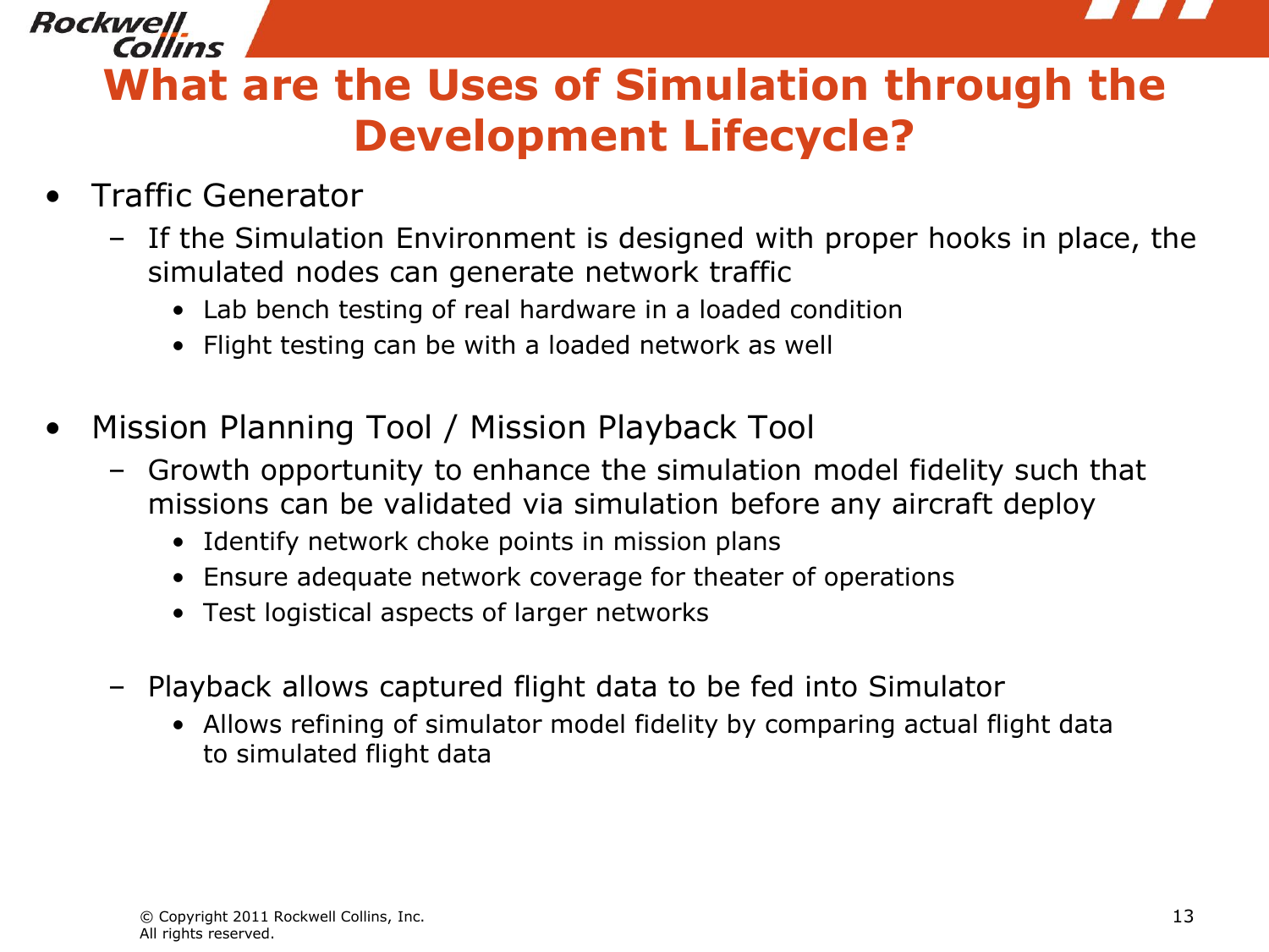# What are the Uses of Simulation through the Development Lifecycle?

- Traffic Generator
  - If the Simulation Environment is designed with proper hooks in place, the simulated nodes can generate network traffic
    - Lab bench testing of real hardware in a loaded condition
    - Flight testing can be with a loaded network as well

- Mission Planning Tool / Mission Playback Tool
  - Growth opportunity to enhance the simulation model fidelity such that missions can be validated via simulation before any aircraft deploy
    - Identify network choke points in mission plans
    - Ensure adequate network coverage for theater of operations
    - Test logistical aspects of larger networks
  - Playback allows captured flight data to be fed into Simulator
    - Allows refining of simulator model fidelity by comparing actual flight data to simulated flight data

© Copyright 2011 Rockwell Collins, Inc.
All rights reserved.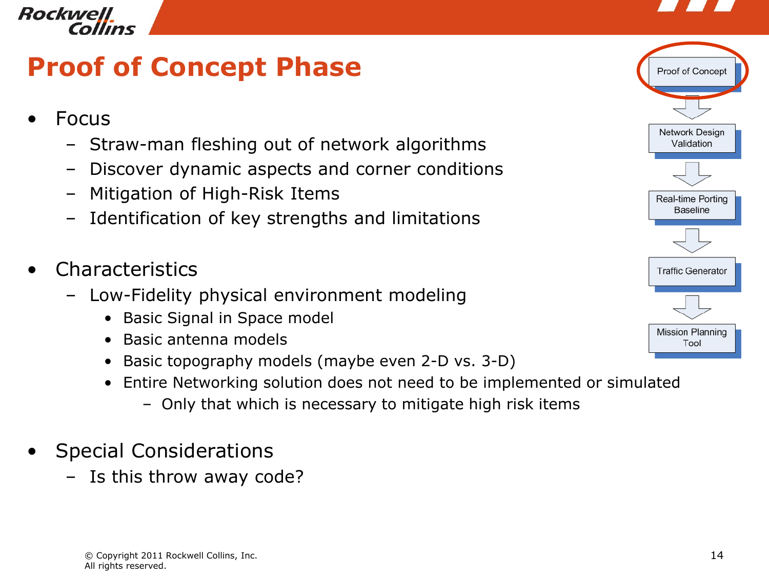# Proof of Concept Phase

- Focus
  - Straw-man fleshing out of network algorithms
  - Discover dynamic aspects and corner conditions
  - Mitigation of High-Risk Items
  - Identification of key strengths and limitations

- Characteristics
  - Low-Fidelity physical environment modeling
    - Basic Signal in Space model
    - Basic antenna models
    - Basic topography models (maybe even 2-D vs. 3-D)
    - Entire Networking solution does not need to be implemented or simulated
      - Only that which is necessary to mitigate high risk items

- Special Considerations
  - Is this throw away code?

Proof of Concept → Network Design Validation → Real-time Porting Baseline → Traffic Generator → Mission Planning Tool

© Copyright 2011 Rockwell Collins, Inc.
All rights reserved.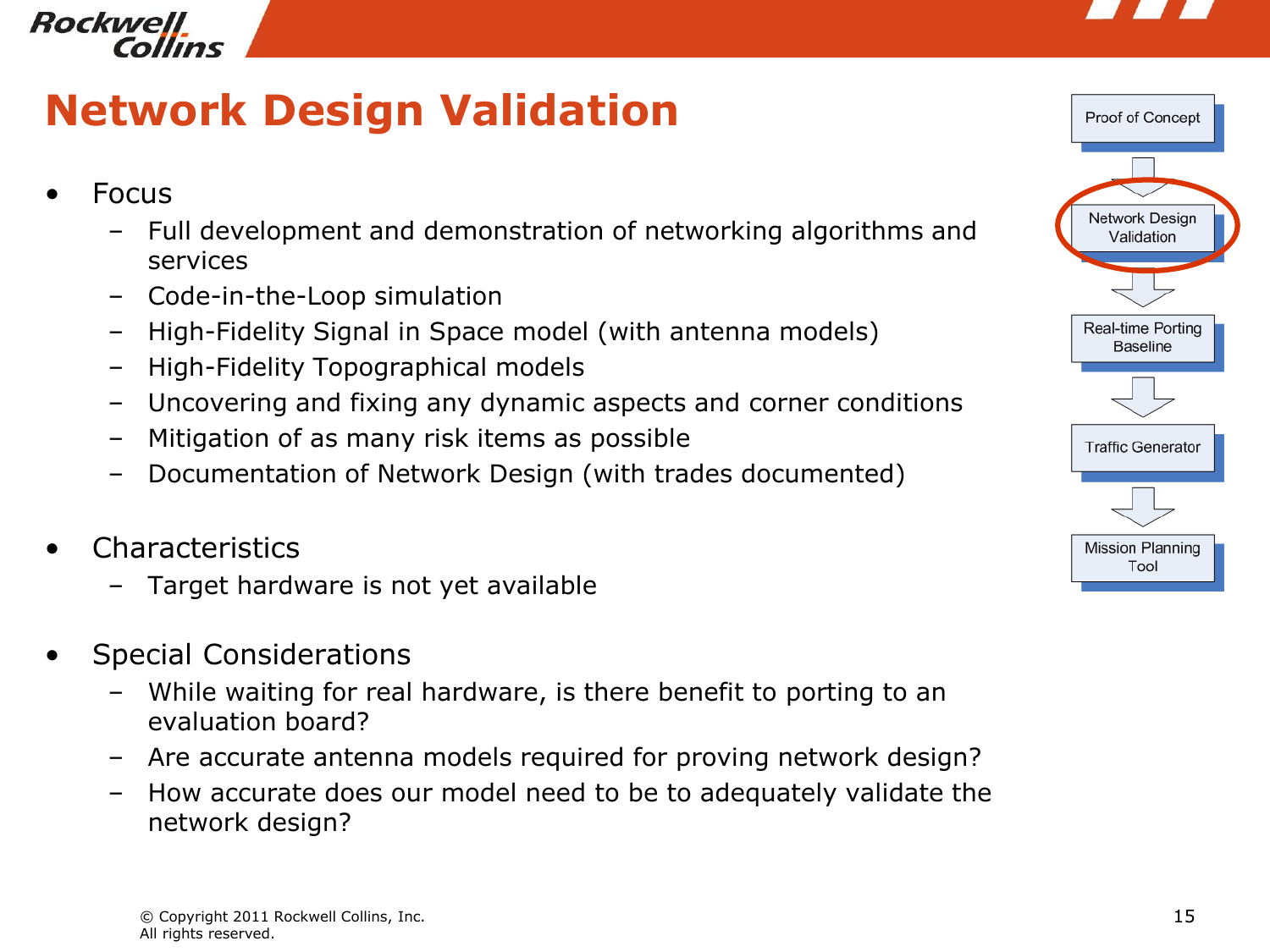# Network Design Validation

- Focus
  - Full development and demonstration of networking algorithms and services
  - Code-in-the-Loop simulation
  - High-Fidelity Signal in Space model (with antenna models)
  - High-Fidelity Topographical models
  - Uncovering and fixing any dynamic aspects and corner conditions
  - Mitigation of as many risk items as possible
  - Documentation of Network Design (with trades documented)

- Characteristics
  - Target hardware is not yet available

- Special Considerations
  - While waiting for real hardware, is there benefit to porting to an evaluation board?
  - Are accurate antenna models required for proving network design?
  - How accurate does our model need to be to adequately validate the network design?

Proof of Concept → **Network Design Validation** → Real-time Porting Baseline → Traffic Generator → Mission Planning Tool

© Copyright 2011 Rockwell Collins, Inc.
All rights reserved.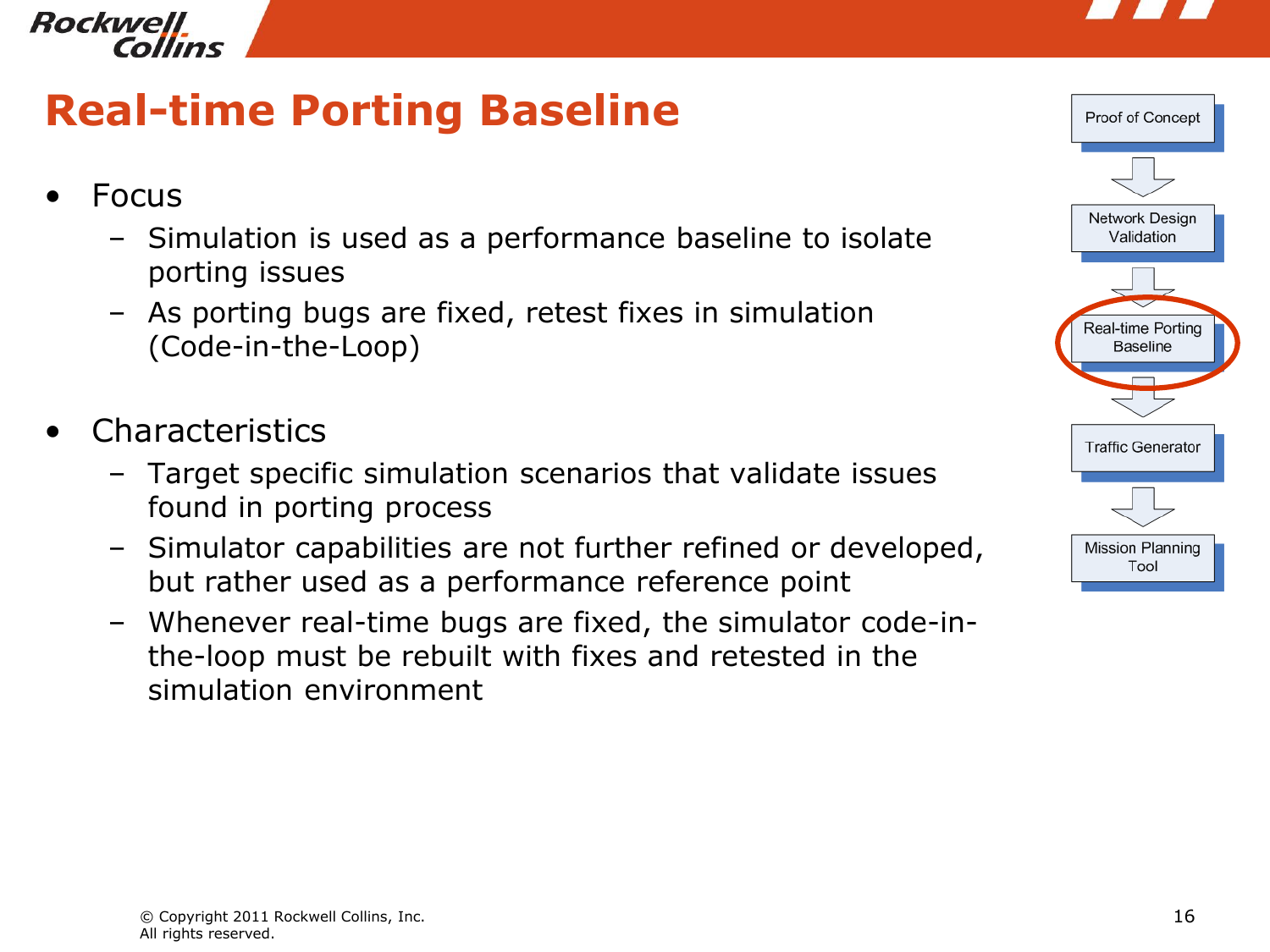# Real-time Porting Baseline

- Focus
  - Simulation is used as a performance baseline to isolate porting issues
  - As porting bugs are fixed, retest fixes in simulation (Code-in-the-Loop)

- Characteristics
  - Target specific simulation scenarios that validate issues found in porting process
  - Simulator capabilities are not further refined or developed, but rather used as a performance reference point
  - Whenever real-time bugs are fixed, the simulator code-in-the-loop must be rebuilt with fixes and retested in the simulation environment

Proof of Concept → Network Design Validation → **Real-time Porting Baseline** → Traffic Generator → Mission Planning Tool

© Copyright 2011 Rockwell Collins, Inc.
All rights reserved.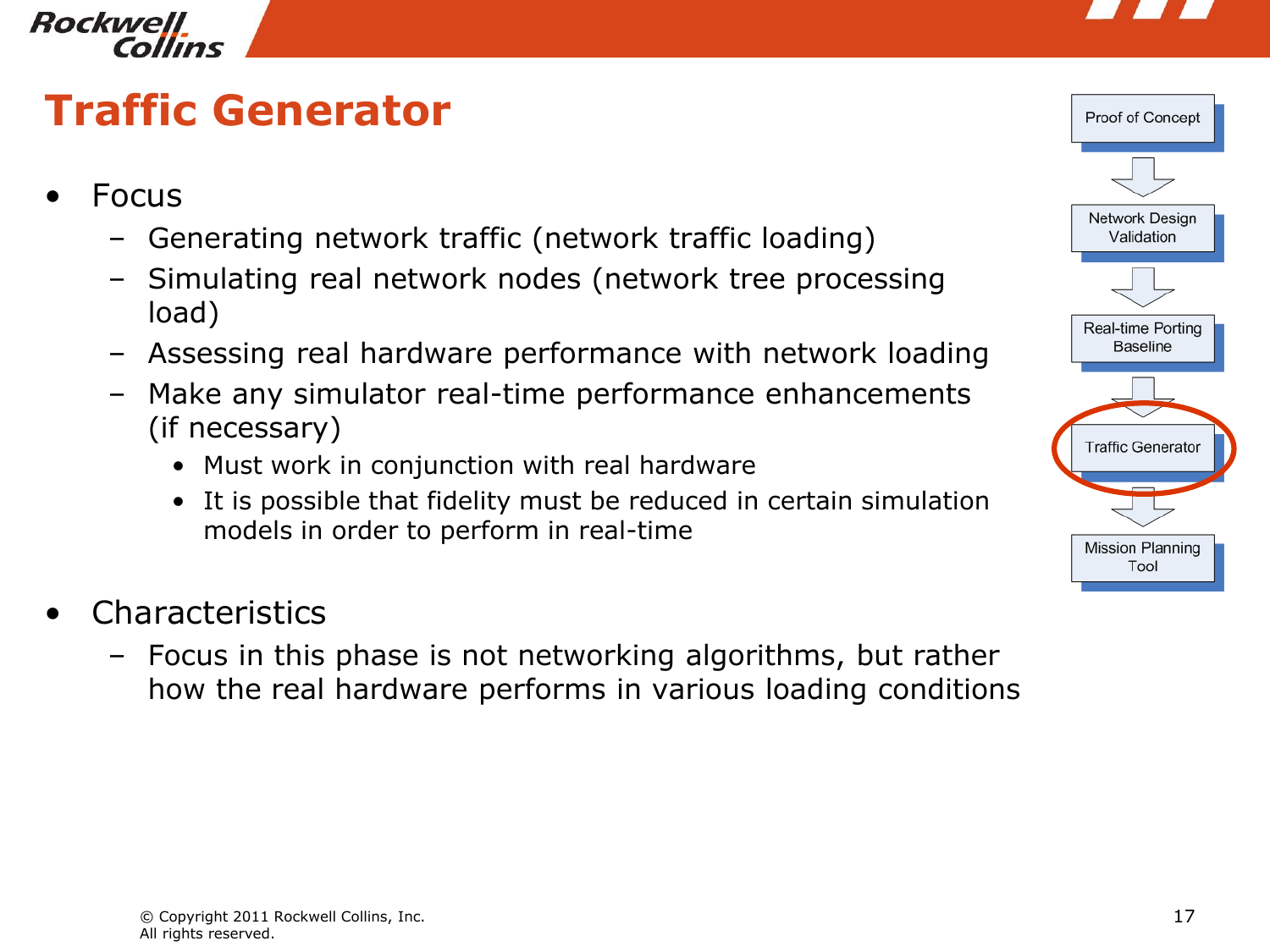# Traffic Generator

- Focus
  - Generating network traffic (network traffic loading)
  - Simulating real network nodes (network tree processing load)
  - Assessing real hardware performance with network loading
  - Make any simulator real-time performance enhancements (if necessary)
    - Must work in conjunction with real hardware
    - It is possible that fidelity must be reduced in certain simulation models in order to perform in real-time

- Characteristics
  - Focus in this phase is not networking algorithms, but rather how the real hardware performs in various loading conditions

Proof of Concept → Network Design Validation → Real-time Porting Baseline → **Traffic Generator** → Mission Planning Tool

© Copyright 2011 Rockwell Collins, Inc.
All rights reserved.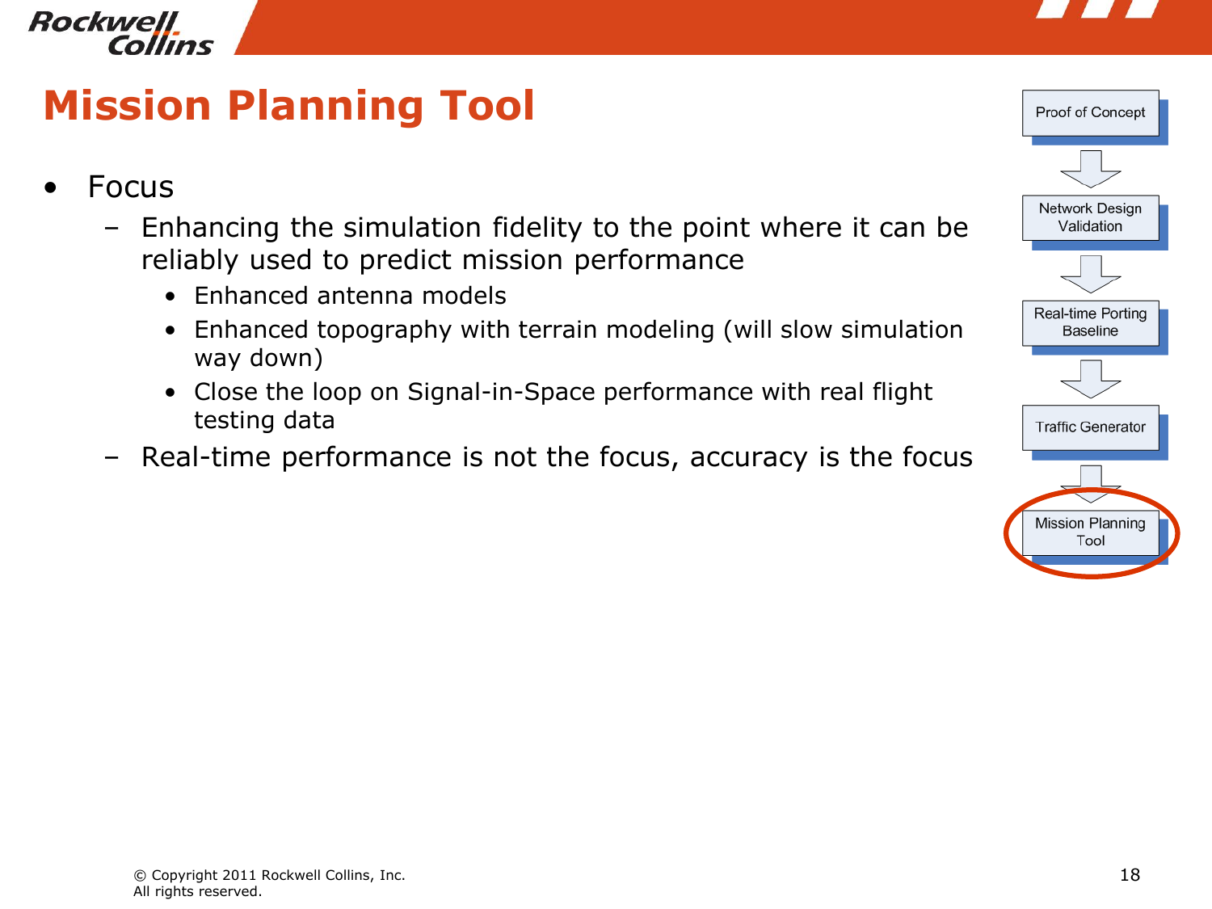# Mission Planning Tool

- Focus
  - Enhancing the simulation fidelity to the point where it can be reliably used to predict mission performance
    - Enhanced antenna models
    - Enhanced topography with terrain modeling (will slow simulation way down)
    - Close the loop on Signal-in-Space performance with real flight testing data
  - Real-time performance is not the focus, accuracy is the focus

Proof of Concept → Network Design Validation → Real-time Porting Baseline → Traffic Generator → **Mission Planning Tool**

© Copyright 2011 Rockwell Collins, Inc.
All rights reserved.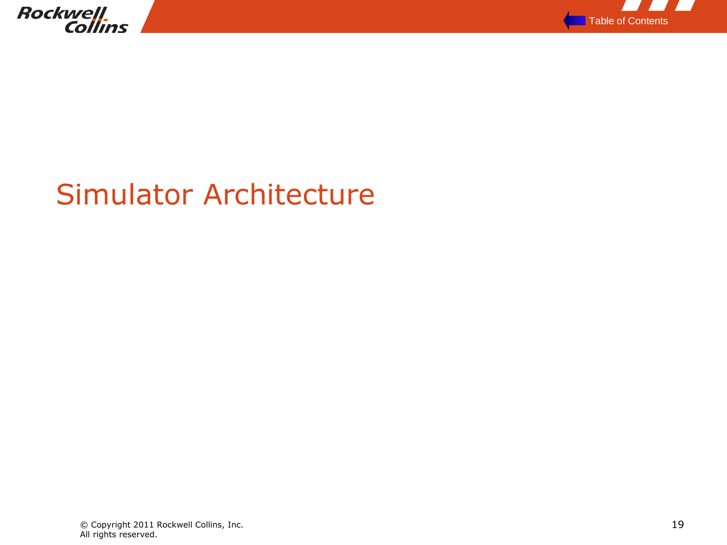# Simulator Architecture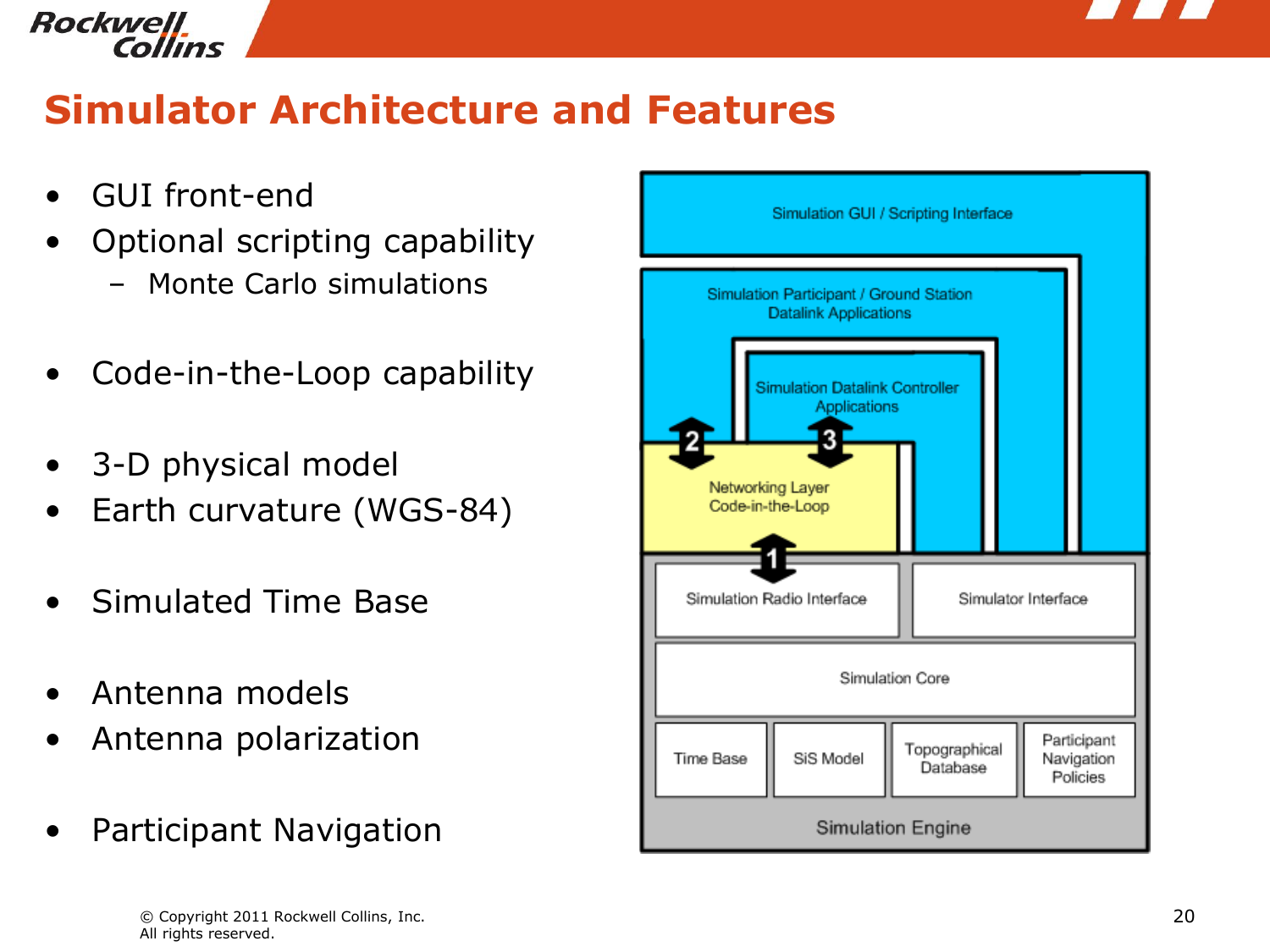# Simulator Architecture and Features

- GUI front-end
- Optional scripting capability
  - Monte Carlo simulations
- Code-in-the-Loop capability
- 3-D physical model
- Earth curvature (WGS-84)
- Simulated Time Base
- Antenna models
- Antenna polarization
- Participant Navigation

Simulation GUI / Scripting Interface

Simulation Participant / Ground Station Datalink Applications

Simulation Datalink Controller Applications

Networking Layer Code-in-the-Loop

Simulation Radio Interface

Simulator Interface

Simulation Core

Time Base

SiS Model

Topographical Database

Participant Navigation Policies

Simulation Engine

© Copyright 2011 Rockwell Collins, Inc.
All rights reserved.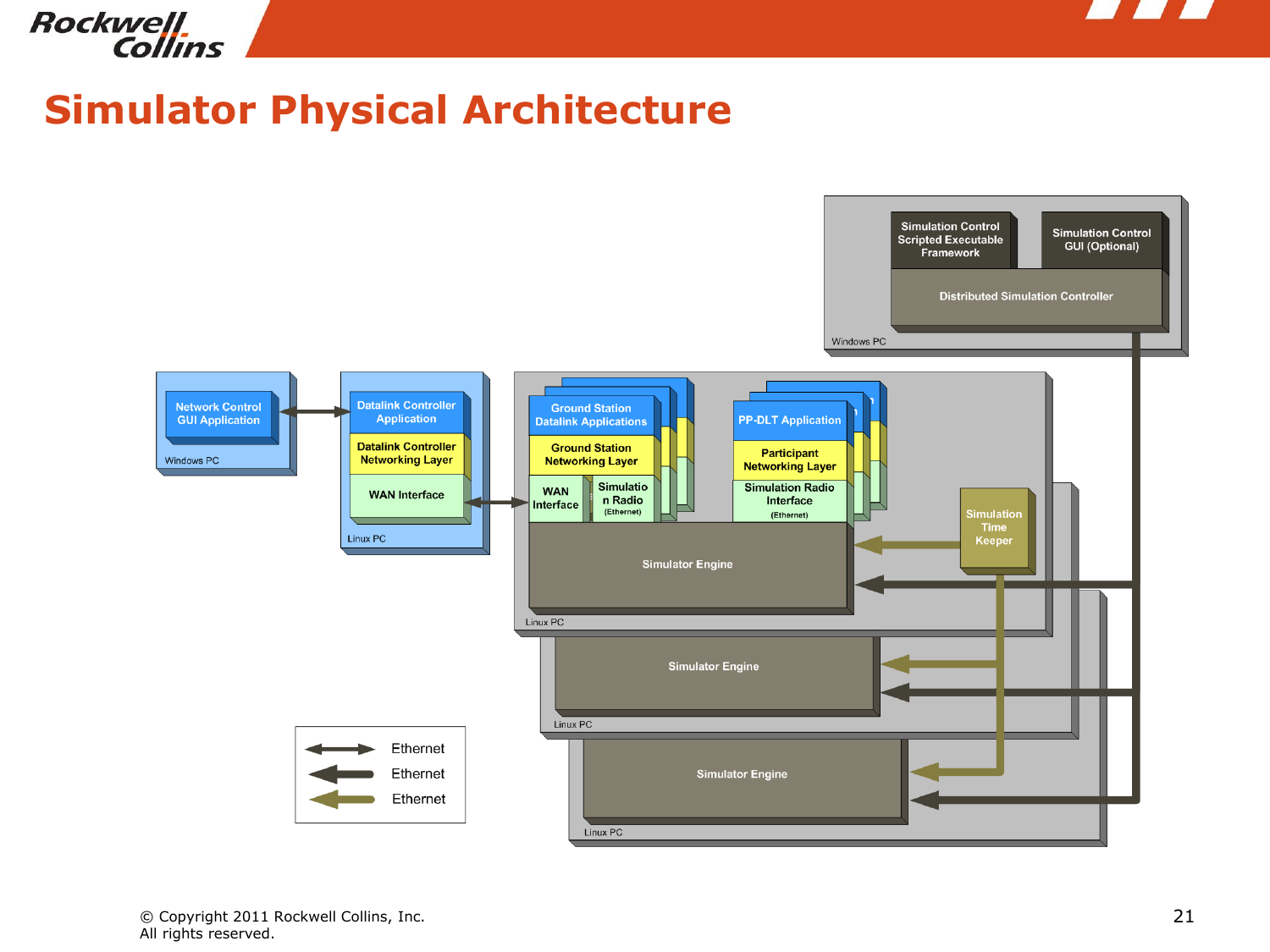# Simulator Physical Architecture

Windows PC
- Simulation Control Scripted Executable Framework
- Simulation Control GUI (Optional)
- Distributed Simulation Controller

Windows PC
- Network Control GUI Application

Linux PC
- Datalink Controller Application
- Datalink Controller Networking Layer
- WAN Interface

Linux PC
- Ground Station Datalink Applications
- Ground Station Networking Layer
- WAN Interface
- Simulation Radio (Ethernet)
- PP-DLT Application
- Participant Networking Layer
- Simulation Radio Interface (Ethernet)
- Simulator Engine
- Simulation Time Keeper

Linux PC
- Simulator Engine

Linux PC
- Simulator Engine

Legend:
- Ethernet
- Ethernet
- Ethernet

© Copyright 2011 Rockwell Collins, Inc.
All rights reserved.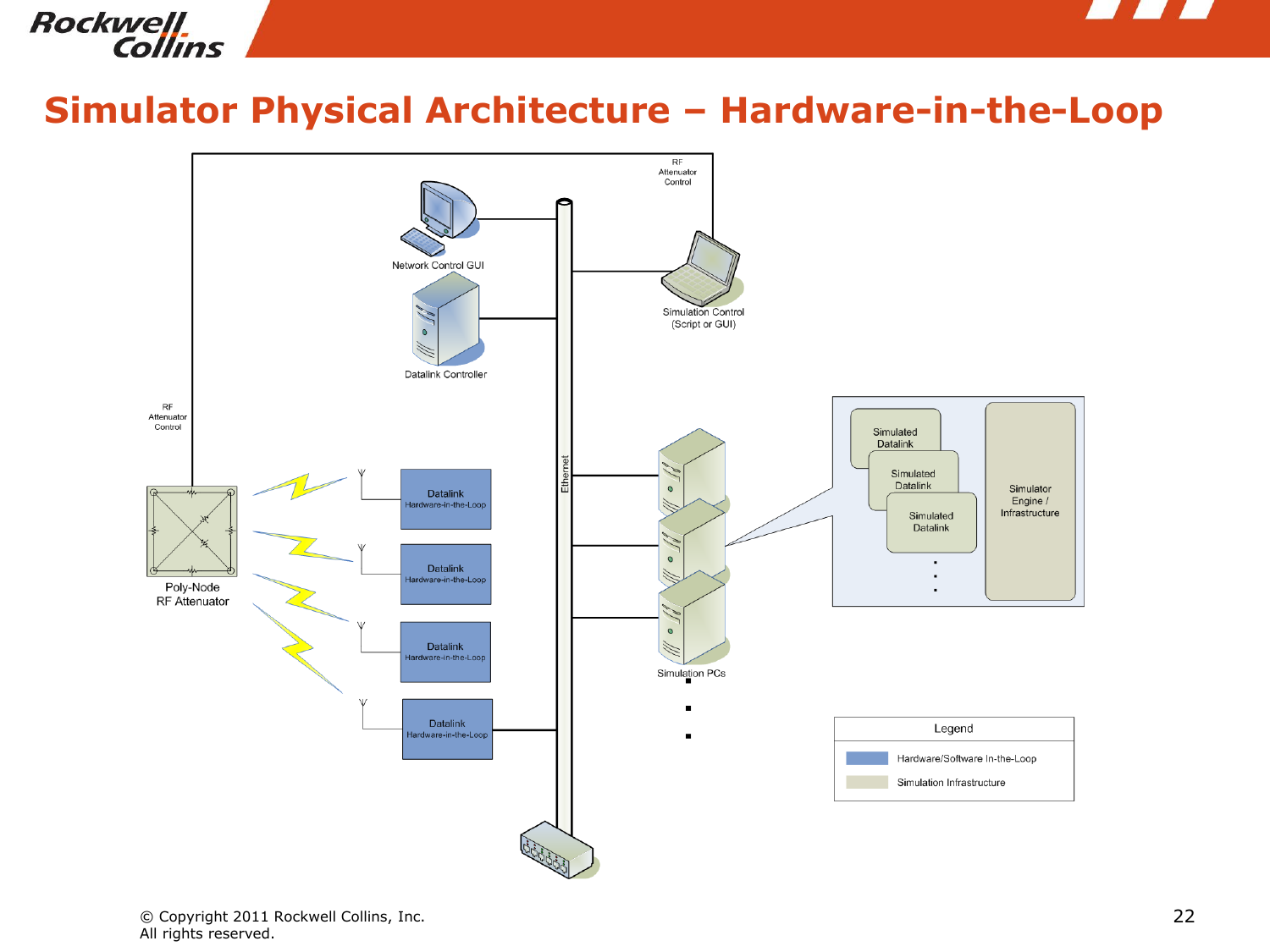# Simulator Physical Architecture – Hardware-in-the-Loop

RF Attenuator Control

Network Control GUI

Simulation Control (Script or GUI)

Datalink Controller

RF Attenuator Control

Ethernet

Poly-Node RF Attenuator

Datalink Hardware-in-the-Loop

Datalink Hardware-in-the-Loop

Datalink Hardware-in-the-Loop

Datalink Hardware-in-the-Loop

Simulation PCs

Simulated Datalink

Simulated Datalink

Simulated Datalink

Simulator Engine / Infrastructure

Legend

- Hardware/Software In-the-Loop
- Simulation Infrastructure

© Copyright 2011 Rockwell Collins, Inc.
All rights reserved.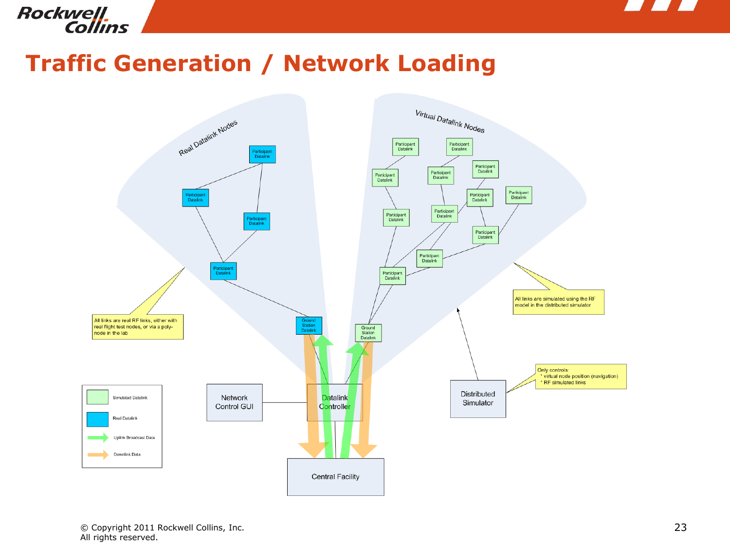# Traffic Generation / Network Loading

Real Datalink Nodes

Virtual Datalink Nodes

Participant Datalink

Ground Station Datalink

All links are real RF links, either with real flight test nodes, or via a poly-node in the lab

All links are simulated using the RF model in the distributed simulator

Only controls:
* virtual node position (navigation)
* RF simulated links

Network Control GUI

Datalink Controller

Distributed Simulator

Central Facility

Simulated Datalink

Real Datalink

Uplink Broadcast Data

Downlink Data

© Copyright 2011 Rockwell Collins, Inc.
All rights reserved.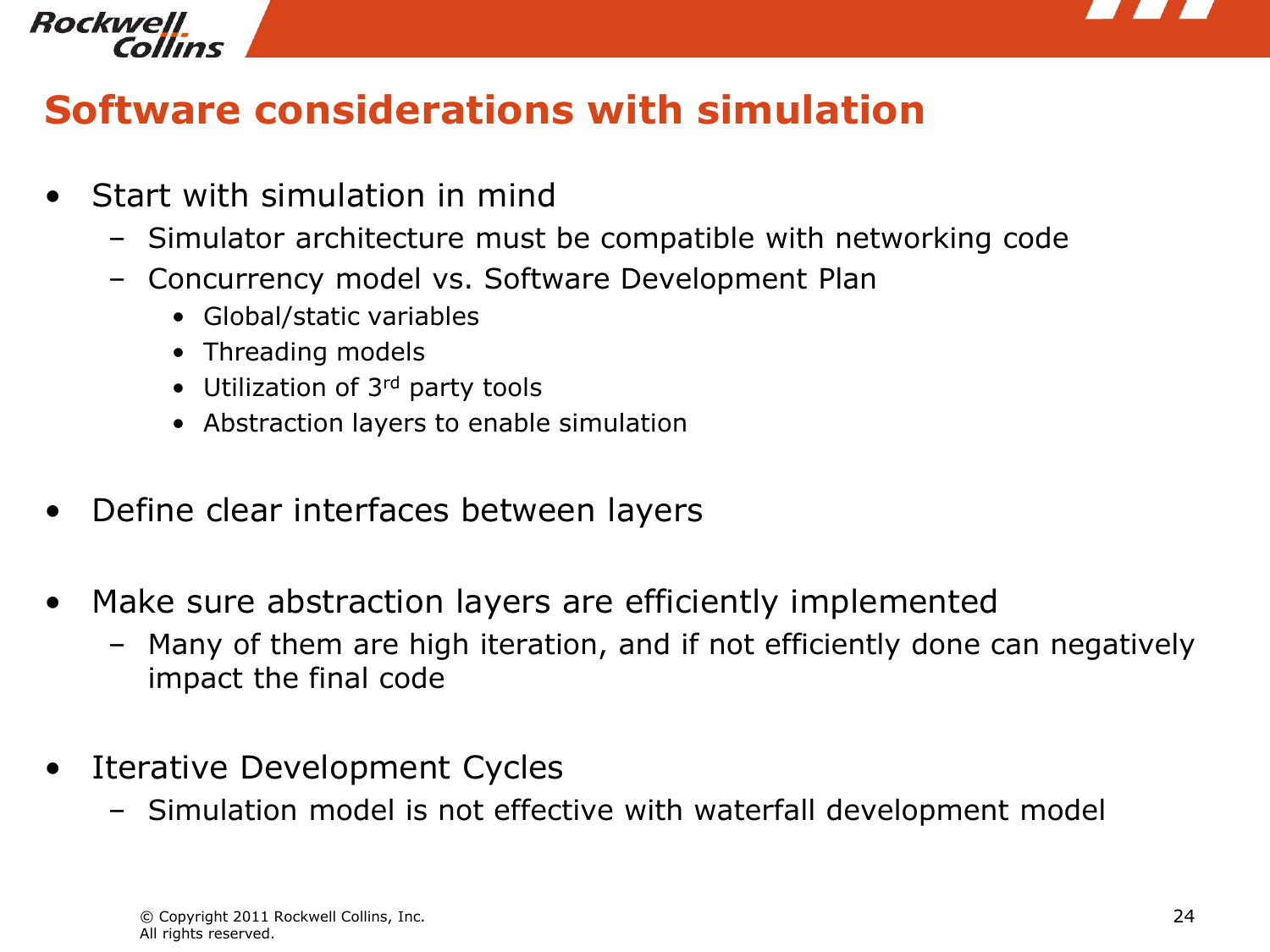# Software considerations with simulation

- Start with simulation in mind
  - Simulator architecture must be compatible with networking code
  - Concurrency model vs. Software Development Plan
    - Global/static variables
    - Threading models
    - Utilization of 3rd party tools
    - Abstraction layers to enable simulation
- Define clear interfaces between layers
- Make sure abstraction layers are efficiently implemented
  - Many of them are high iteration, and if not efficiently done can negatively impact the final code
- Iterative Development Cycles
  - Simulation model is not effective with waterfall development model

© Copyright 2011 Rockwell Collins, Inc.
All rights reserved.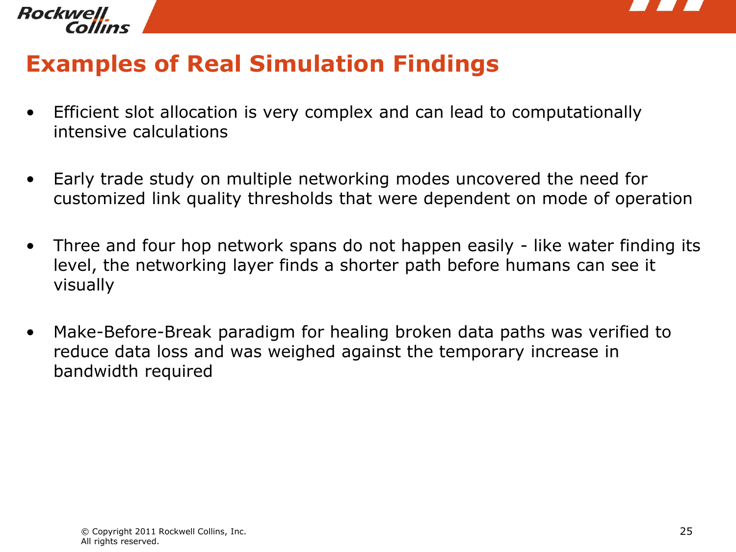# Examples of Real Simulation Findings

- Efficient slot allocation is very complex and can lead to computationally intensive calculations
- Early trade study on multiple networking modes uncovered the need for customized link quality thresholds that were dependent on mode of operation
- Three and four hop network spans do not happen easily - like water finding its level, the networking layer finds a shorter path before humans can see it visually
- Make-Before-Break paradigm for healing broken data paths was verified to reduce data loss and was weighed against the temporary increase in bandwidth required